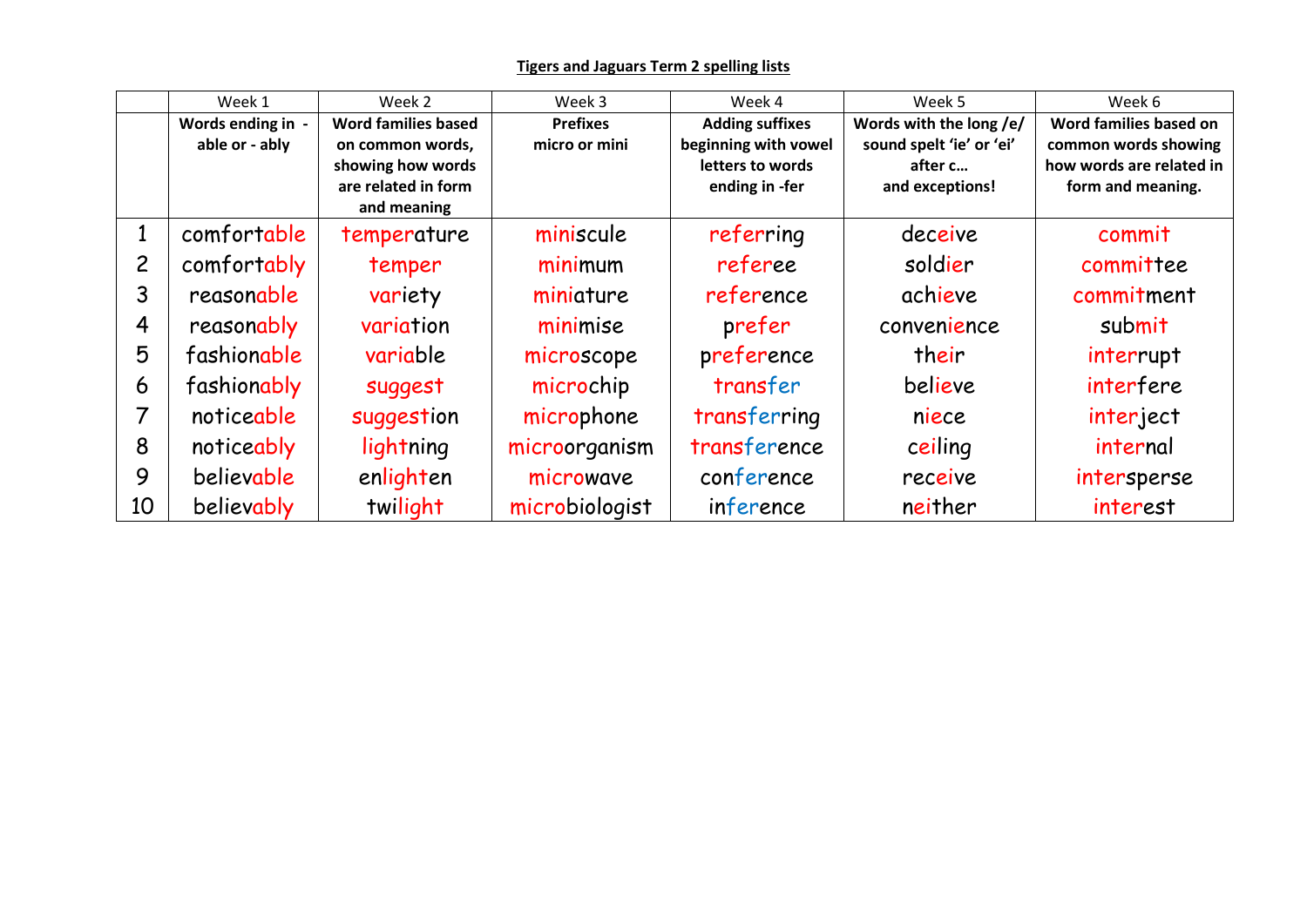**Tigers and Jaguars Term 2 spelling lists**

| | Week 1 | Week 2 | Week 3 | Week 4 | Week 5 | Week 6 |
|---|---|---|---|---|---|---|
| | **Words ending in - able or - ably** | **Word families based on common words, showing how words are related in form and meaning** | **Prefixes micro or mini** | **Adding suffixes beginning with vowel letters to words ending in -fer** | **Words with the long /e/ sound spelt 'ie' or 'ei' after c… and exceptions!** | **Word families based on common words showing how words are related in form and meaning.** |
| 1 | comfortable | temperature | miniscule | referring | deceive | commit |
| 2 | comfortably | temper | minimum | referee | soldier | committee |
| 3 | reasonable | variety | miniature | reference | achieve | commitment |
| 4 | reasonably | variation | minimise | prefer | convenience | submit |
| 5 | fashionable | variable | microscope | preference | their | interrupt |
| 6 | fashionably | suggest | microchip | transfer | believe | interfere |
| 7 | noticeable | suggestion | microphone | transferring | niece | interject |
| 8 | noticeably | lightning | microorganism | transference | ceiling | internal |
| 9 | believable | enlighten | microwave | conference | receive | intersperse |
| 10 | believably | twilight | microbiologist | inference | neither | interest |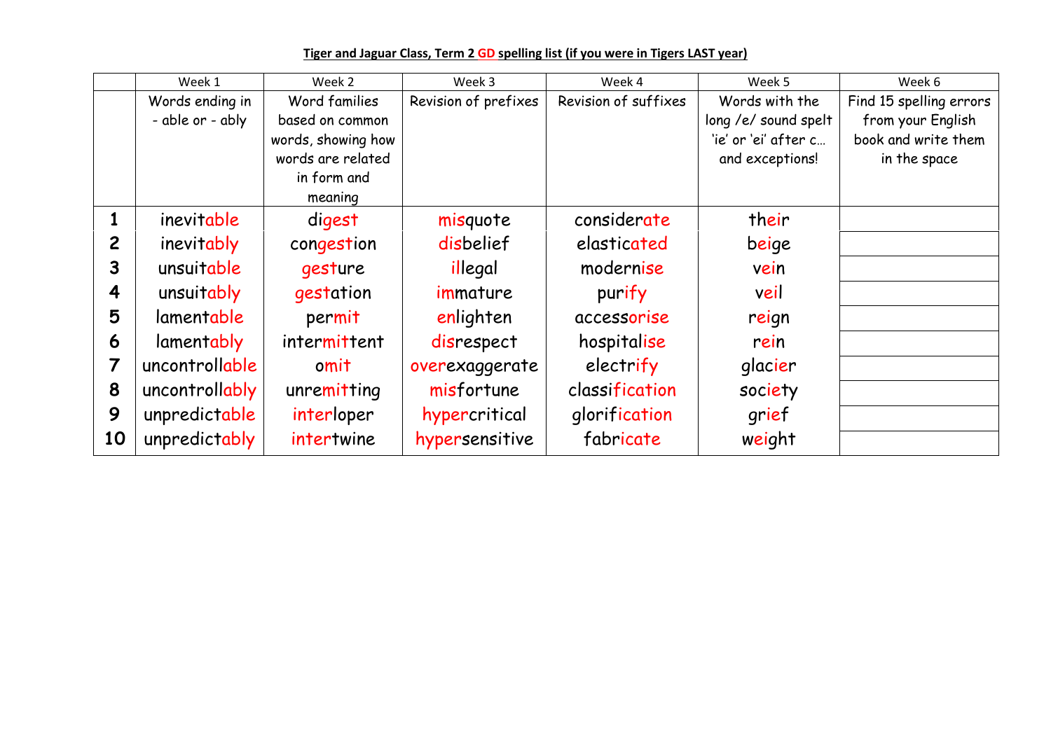**Tiger and Jaguar Class, Term 2 GD spelling list (if you were in Tigers LAST year)**

| | Week 1 | Week 2 | Week 3 | Week 4 | Week 5 | Week 6 |
|---|---|---|---|---|---|---|
| | Words ending in - able or - ably | Word families based on common words, showing how words are related in form and meaning | Revision of prefixes | Revision of suffixes | Words with the long /e/ sound spelt 'ie' or 'ei' after c… and exceptions! | Find 15 spelling errors from your English book and write them in the space |
| **1** | inevitable | digest | misquote | considerate | their | |
| **2** | inevitably | congestion | disbelief | elasticated | beige | |
| **3** | unsuitable | gesture | illegal | modernise | vein | |
| **4** | unsuitably | gestation | immature | purify | veil | |
| **5** | lamentable | permit | enlighten | accessorise | reign | |
| **6** | lamentably | intermittent | disrespect | hospitalise | rein | |
| **7** | uncontrollable | omit | overexaggerate | electrify | glacier | |
| **8** | uncontrollably | unremitting | misfortune | classification | society | |
| **9** | unpredictable | interloper | hypercritical | glorification | grief | |
| **10** | unpredictably | intertwine | hypersensitive | fabricate | weight | |